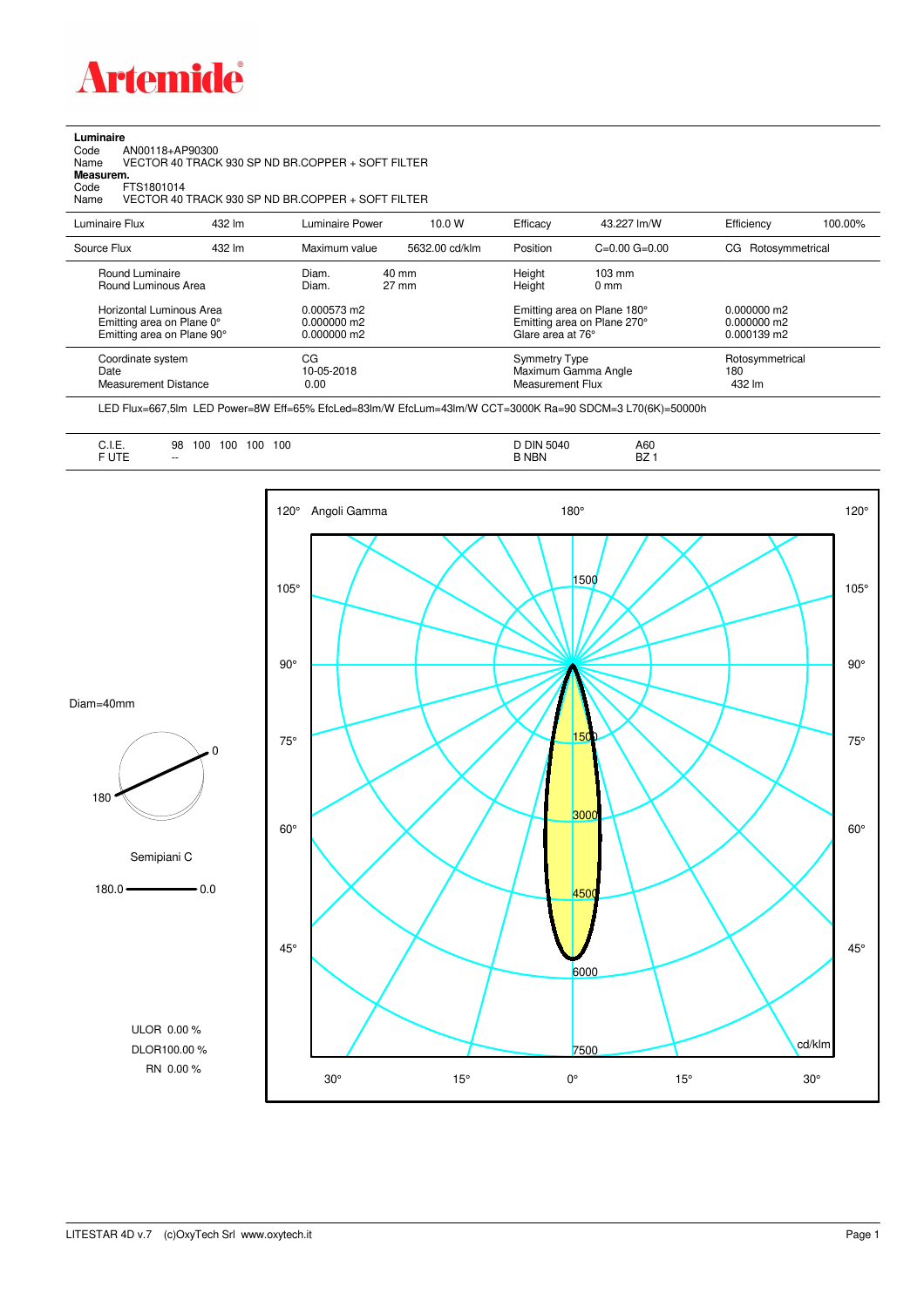# Artemide

**Luminaire**
Code AN00118+AP90300
Name VECTOR 40 TRACK 930 SP ND BR.COPPER + SOFT FILTER
**Measurem.**
Code FTS1801014
Name VECTOR 40 TRACK 930 SP ND BR.COPPER + SOFT FILTER

| | | | | | | | |
|---|---|---|---|---|---|---|---|
| Luminaire Flux | 432 lm | Luminaire Power | 10.0 W | Efficacy | 43.227 lm/W | Efficiency | 100.00% |
| Source Flux | 432 lm | Maximum value | 5632.00 cd/klm | Position | C=0.00 G=0.00 | CG | Rotosymmetrical |

| | | | | | | |
|---|---|---|---|---|---|---|
| Round Luminaire | Diam. | 40 mm | Height | 103 mm | | |
| Round Luminous Area | Diam. | 27 mm | Height | 0 mm | | |
| Horizontal Luminous Area | 0.000573 m2 | | Emitting area on Plane 180° | | 0.000000 m2 | |
| Emitting area on Plane 0° | 0.000000 m2 | | Emitting area on Plane 270° | | 0.000000 m2 | |
| Emitting area on Plane 90° | 0.000000 m2 | | Glare area at 76° | | 0.000139 m2 | |

| | | | |
|---|---|---|---|
| Coordinate system | CG | Symmetry Type | Rotosymmetrical |
| Date | 10-05-2018 | Maximum Gamma Angle | 180 |
| Measurement Distance | 0.00 | Measurement Flux | 432 lm |

LED Flux=667,5lm LED Power=8W Eff=65% EfcLed=83lm/W EfcLum=43lm/W CCT=3000K Ra=90 SDCM=3 L70(6K)=50000h

| | | | |
|---|---|---|---|
| C.I.E. | 98 100 100 100 100 | D DIN 5040 | A60 |
| F UTE | -- | B NBN | BZ 1 |

Diam=40mm

180 0

Semipiani C

180.0 0.0

ULOR 0.00 %
DLOR100.00 %
RN 0.00 %

120° Angoli Gamma 180° 120°
105° 105°
90° 90°
75° 75°
60° 60°
45° 45°
1500
1500
3000
4500
6000
7500
cd/klm
30° 15° 0° 15° 30°

LITESTAR 4D v.7 (c)OxyTech Srl www.oxytech.it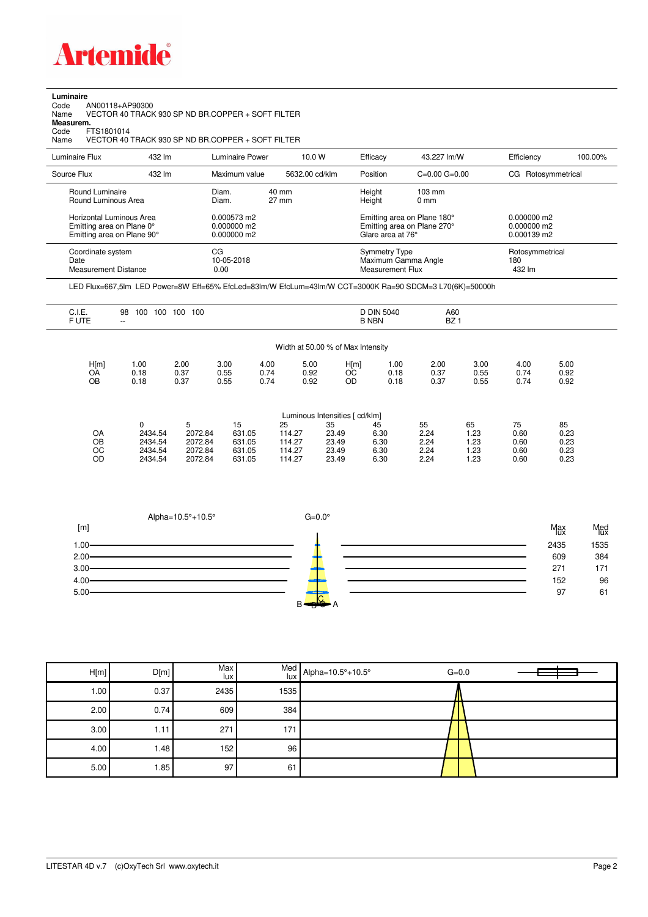**Artemide**

**Luminaire**

Code AN00118+AP90300
Name VECTOR 40 TRACK 930 SP ND BR.COPPER + SOFT FILTER

**Measurem.**

Code FTS1801014
Name VECTOR 40 TRACK 930 SP ND BR.COPPER + SOFT FILTER

| | | | | | | | |
|---|---|---|---|---|---|---|---|
| Luminaire Flux | 432 lm | Luminaire Power | 10.0 W | Efficacy | 43.227 lm/W | Efficiency | 100.00% |
| Source Flux | 432 lm | Maximum value | 5632.00 cd/klm | Position | C=0.00 G=0.00 | CG | Rotosymmetrical |

| | | | | | |
|---|---|---|---|---|---|
| Round Luminaire | Diam. | 40 mm | Height | 103 mm | |
| Round Luminous Area | Diam. | 27 mm | Height | 0 mm | |
| Horizontal Luminous Area | 0.000573 m2 | | Emitting area on Plane 180° | | 0.000000 m2 |
| Emitting area on Plane 0° | 0.000000 m2 | | Emitting area on Plane 270° | | 0.000000 m2 |
| Emitting area on Plane 90° | 0.000000 m2 | | Glare area at 76° | | 0.000139 m2 |

| | | | |
|---|---|---|---|
| Coordinate system | CG | Symmetry Type | Rotosymmetrical |
| Date | 10-05-2018 | Maximum Gamma Angle | 180 |
| Measurement Distance | 0.00 | Measurement Flux | 432 lm |

LED Flux=667,5lm LED Power=8W Eff=65% EfcLed=83lm/W EfcLum=43lm/W CCT=3000K Ra=90 SDCM=3 L70(6K)=50000h

| | | | |
|---|---|---|---|
| C.I.E. | 98 100 100 100 100 | D DIN 5040 | A60 |
| F UTE | -- | B NBN | BZ 1 |

Width at 50.00 % of Max Intensity

| H[m] | 1.00 | 2.00 | 3.00 | 4.00 | 5.00 | H[m] | 1.00 | 2.00 | 3.00 | 4.00 | 5.00 |
|---|---|---|---|---|---|---|---|---|---|---|---|
| OA | 0.18 | 0.37 | 0.55 | 0.74 | 0.92 | OC | 0.18 | 0.37 | 0.55 | 0.74 | 0.92 |
| OB | 0.18 | 0.37 | 0.55 | 0.74 | 0.92 | OD | 0.18 | 0.37 | 0.55 | 0.74 | 0.92 |

Luminous Intensities [ cd/klm]

| | 0 | 5 | 15 | 25 | 35 | 45 | 55 | 65 | 75 | 85 |
|---|---|---|---|---|---|---|---|---|---|---|
| OA | 2434.54 | 2072.84 | 631.05 | 114.27 | 23.49 | 6.30 | 2.24 | 1.23 | 0.60 | 0.23 |
| OB | 2434.54 | 2072.84 | 631.05 | 114.27 | 23.49 | 6.30 | 2.24 | 1.23 | 0.60 | 0.23 |
| OC | 2434.54 | 2072.84 | 631.05 | 114.27 | 23.49 | 6.30 | 2.24 | 1.23 | 0.60 | 0.23 |
| OD | 2434.54 | 2072.84 | 631.05 | 114.27 | 23.49 | 6.30 | 2.24 | 1.23 | 0.60 | 0.23 |

Alpha=10.5°+10.5°
G=0.0°
[m]
1.00
2.00
3.00
4.00
5.00
B D C A

Max lux
2435
609
271
152
97

Med lux
1535
384
171
96
61

| H[m] | D[m] | Max lux | Med lux |
|---|---|---|---|
| 1.00 | 0.37 | 2435 | 1535 |
| 2.00 | 0.74 | 609 | 384 |
| 3.00 | 1.11 | 271 | 171 |
| 4.00 | 1.48 | 152 | 96 |
| 5.00 | 1.85 | 97 | 61 |

Alpha=10.5°+10.5°
G=0.0

LITESTAR 4D v.7 (c)OxyTech Srl www.oxytech.it